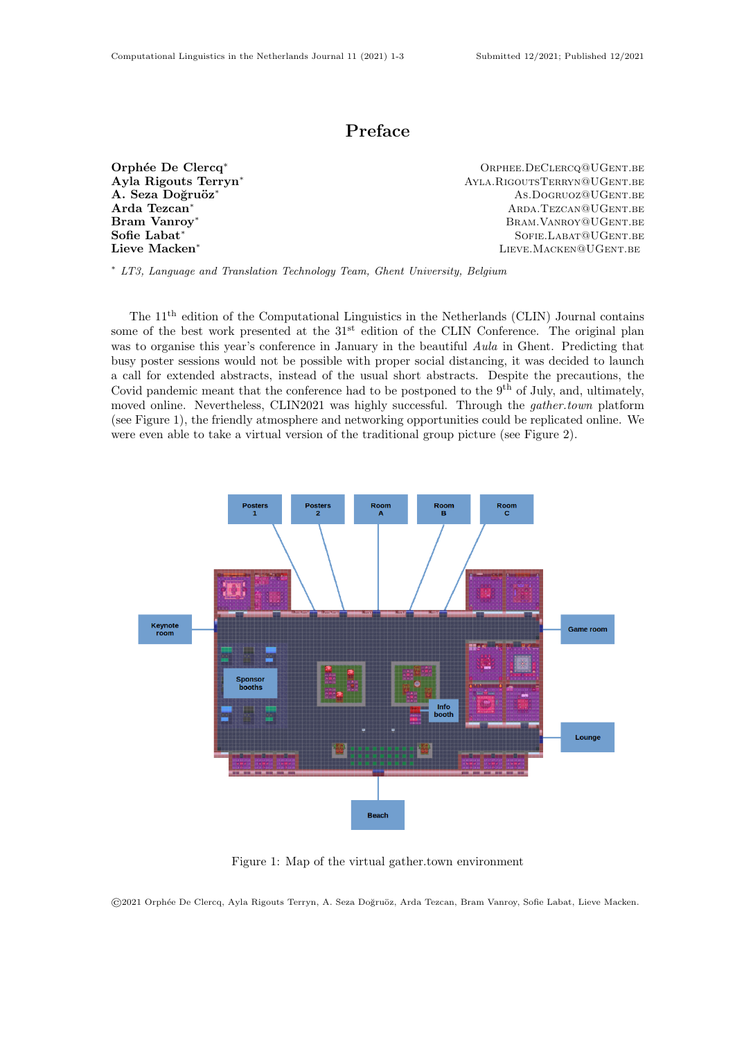# Preface

**Orphée De Clercq*** ORPHEE.DECLERCQ@UGENT.BE
**Ayla Rigouts Terryn*** AYLA.RIGOUTSTERRYN@UGENT.BE
**A. Seza Doğruöz*** AS.DOGRUOZ@UGENT.BE
**Arda Tezcan*** ARDA.TEZCAN@UGENT.BE
**Bram Vanroy*** BRAM.VANROY@UGENT.BE
**Sofie Labat*** SOFIE.LABAT@UGENT.BE
**Lieve Macken*** LIEVE.MACKEN@UGENT.BE

* *LT3, Language and Translation Technology Team, Ghent University, Belgium*

The 11th edition of the Computational Linguistics in the Netherlands (CLIN) Journal contains some of the best work presented at the 31st edition of the CLIN Conference. The original plan was to organise this year's conference in January in the beautiful *Aula* in Ghent. Predicting that busy poster sessions would not be possible with proper social distancing, it was decided to launch a call for extended abstracts, instead of the usual short abstracts. Despite the precautions, the Covid pandemic meant that the conference had to be postponed to the 9th of July, and, ultimately, moved online. Nevertheless, CLIN2021 was highly successful. Through the *gather.town* platform (see Figure 1), the friendly atmosphere and networking opportunities could be replicated online. We were even able to take a virtual version of the traditional group picture (see Figure 2).

Figure 1: Map of the virtual gather.town environment

©2021 Orphée De Clercq, Ayla Rigouts Terryn, A. Seza Doğruöz, Arda Tezcan, Bram Vanroy, Sofie Labat, Lieve Macken.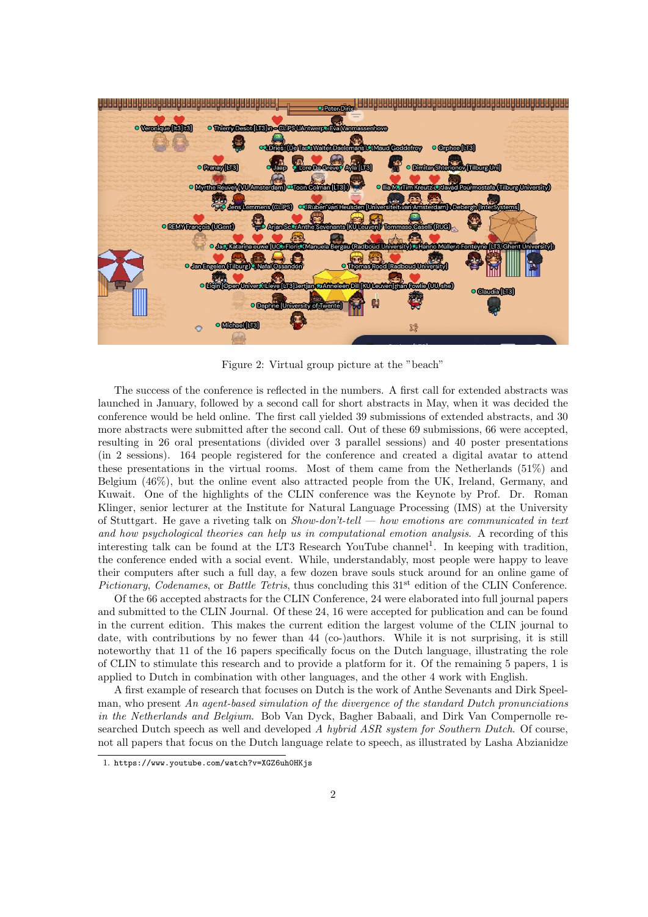Figure 2: Virtual group picture at the "beach"

The success of the conference is reflected in the numbers. A first call for extended abstracts was launched in January, followed by a second call for short abstracts in May, when it was decided the conference would be held online. The first call yielded 39 submissions of extended abstracts, and 30 more abstracts were submitted after the second call. Out of these 69 submissions, 66 were accepted, resulting in 26 oral presentations (divided over 3 parallel sessions) and 40 poster presentations (in 2 sessions). 164 people registered for the conference and created a digital avatar to attend these presentations in the virtual rooms. Most of them came from the Netherlands (51%) and Belgium (46%), but the online event also attracted people from the UK, Ireland, Germany, and Kuwait. One of the highlights of the CLIN conference was the Keynote by Prof. Dr. Roman Klinger, senior lecturer at the Institute for Natural Language Processing (IMS) at the University of Stuttgart. He gave a riveting talk on *Show-don't-tell — how emotions are communicated in text and how psychological theories can help us in computational emotion analysis*. A recording of this interesting talk can be found at the LT3 Research YouTube channel[1]. In keeping with tradition, the conference ended with a social event. While, understandably, most people were happy to leave their computers after such a full day, a few dozen brave souls stuck around for an online game of *Pictionary*, *Codenames*, or *Battle Tetris*, thus concluding this 31[st] edition of the CLIN Conference.

Of the 66 accepted abstracts for the CLIN Conference, 24 were elaborated into full journal papers and submitted to the CLIN Journal. Of these 24, 16 were accepted for publication and can be found in the current edition. This makes the current edition the largest volume of the CLIN journal to date, with contributions by no fewer than 44 (co-)authors. While it is not surprising, it is still noteworthy that 11 of the 16 papers specifically focus on the Dutch language, illustrating the role of CLIN to stimulate this research and to provide a platform for it. Of the remaining 5 papers, 1 is applied to Dutch in combination with other languages, and the other 4 work with English.

A first example of research that focuses on Dutch is the work of Anthe Sevenants and Dirk Speelman, who present *An agent-based simulation of the divergence of the standard Dutch pronunciations in the Netherlands and Belgium*. Bob Van Dyck, Bagher Babaali, and Dirk Van Compernolle researched Dutch speech as well and developed *A hybrid ASR system for Southern Dutch*. Of course, not all papers that focus on the Dutch language relate to speech, as illustrated by Lasha Abzianidze

1. https://www.youtube.com/watch?v=XGZ6uh0HKjs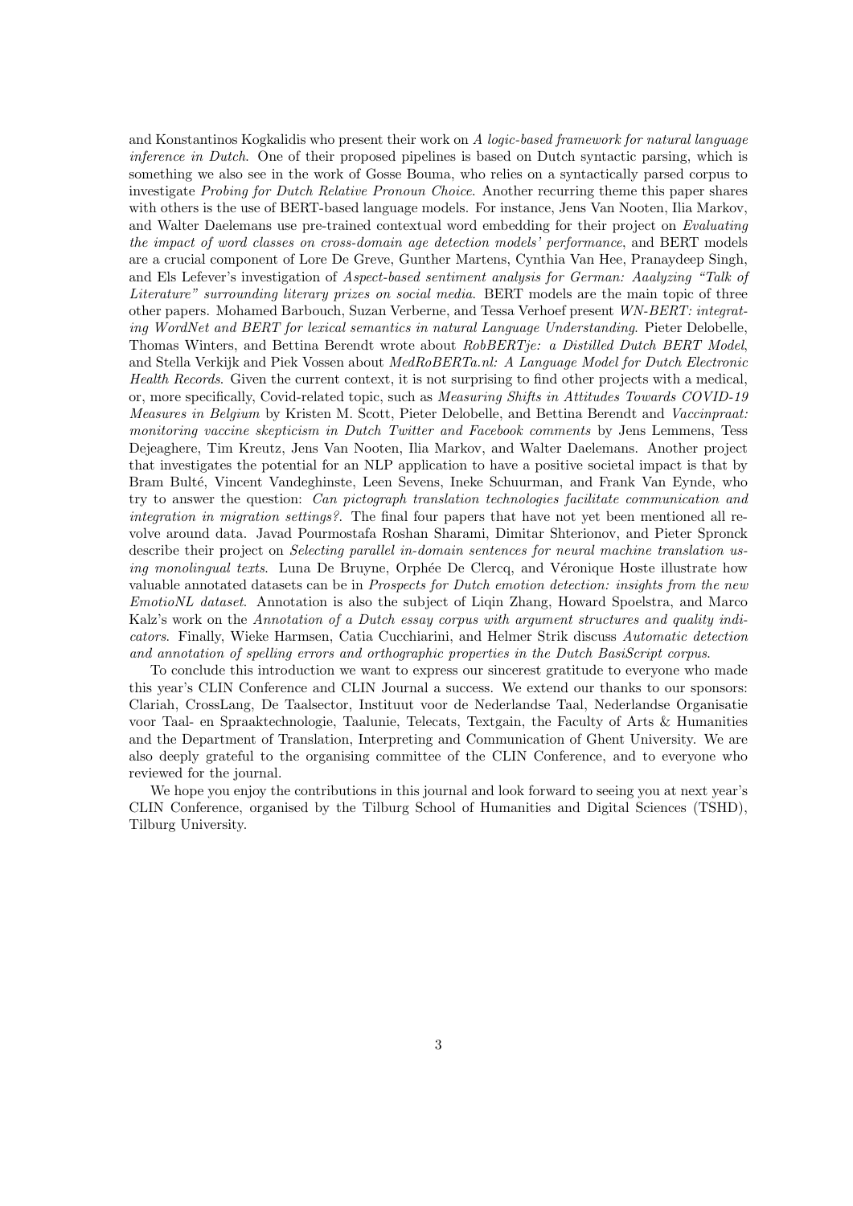and Konstantinos Kogkalidis who present their work on *A logic-based framework for natural language inference in Dutch*. One of their proposed pipelines is based on Dutch syntactic parsing, which is something we also see in the work of Gosse Bouma, who relies on a syntactically parsed corpus to investigate *Probing for Dutch Relative Pronoun Choice*. Another recurring theme this paper shares with others is the use of BERT-based language models. For instance, Jens Van Nooten, Ilia Markov, and Walter Daelemans use pre-trained contextual word embedding for their project on *Evaluating the impact of word classes on cross-domain age detection models' performance*, and BERT models are a crucial component of Lore De Greve, Gunther Martens, Cynthia Van Hee, Pranaydeep Singh, and Els Lefever's investigation of *Aspect-based sentiment analysis for German: Aaalyzing "Talk of Literature" surrounding literary prizes on social media*. BERT models are the main topic of three other papers. Mohamed Barbouch, Suzan Verberne, and Tessa Verhoef present *WN-BERT: integrating WordNet and BERT for lexical semantics in natural Language Understanding*. Pieter Delobelle, Thomas Winters, and Bettina Berendt wrote about *RobBERTje: a Distilled Dutch BERT Model*, and Stella Verkijk and Piek Vossen about *MedRoBERTa.nl: A Language Model for Dutch Electronic Health Records*. Given the current context, it is not surprising to find other projects with a medical, or, more specifically, Covid-related topic, such as *Measuring Shifts in Attitudes Towards COVID-19 Measures in Belgium* by Kristen M. Scott, Pieter Delobelle, and Bettina Berendt and *Vaccinpraat: monitoring vaccine skepticism in Dutch Twitter and Facebook comments* by Jens Lemmens, Tess Dejeaghere, Tim Kreutz, Jens Van Nooten, Ilia Markov, and Walter Daelemans. Another project that investigates the potential for an NLP application to have a positive societal impact is that by Bram Bulté, Vincent Vandeghinste, Leen Sevens, Ineke Schuurman, and Frank Van Eynde, who try to answer the question: *Can pictograph translation technologies facilitate communication and integration in migration settings?*. The final four papers that have not yet been mentioned all revolve around data. Javad Pourmostafa Roshan Sharami, Dimitar Shterionov, and Pieter Spronck describe their project on *Selecting parallel in-domain sentences for neural machine translation using monolingual texts*. Luna De Bruyne, Orphée De Clercq, and Véronique Hoste illustrate how valuable annotated datasets can be in *Prospects for Dutch emotion detection: insights from the new EmotioNL dataset*. Annotation is also the subject of Liqin Zhang, Howard Spoelstra, and Marco Kalz's work on the *Annotation of a Dutch essay corpus with argument structures and quality indicators*. Finally, Wieke Harmsen, Catia Cucchiarini, and Helmer Strik discuss *Automatic detection and annotation of spelling errors and orthographic properties in the Dutch BasiScript corpus*.

To conclude this introduction we want to express our sincerest gratitude to everyone who made this year's CLIN Conference and CLIN Journal a success. We extend our thanks to our sponsors: Clariah, CrossLang, De Taalsector, Instituut voor de Nederlandse Taal, Nederlandse Organisatie voor Taal- en Spraaktechnologie, Taalunie, Telecats, Textgain, the Faculty of Arts & Humanities and the Department of Translation, Interpreting and Communication of Ghent University. We are also deeply grateful to the organising committee of the CLIN Conference, and to everyone who reviewed for the journal.

We hope you enjoy the contributions in this journal and look forward to seeing you at next year's CLIN Conference, organised by the Tilburg School of Humanities and Digital Sciences (TSHD), Tilburg University.